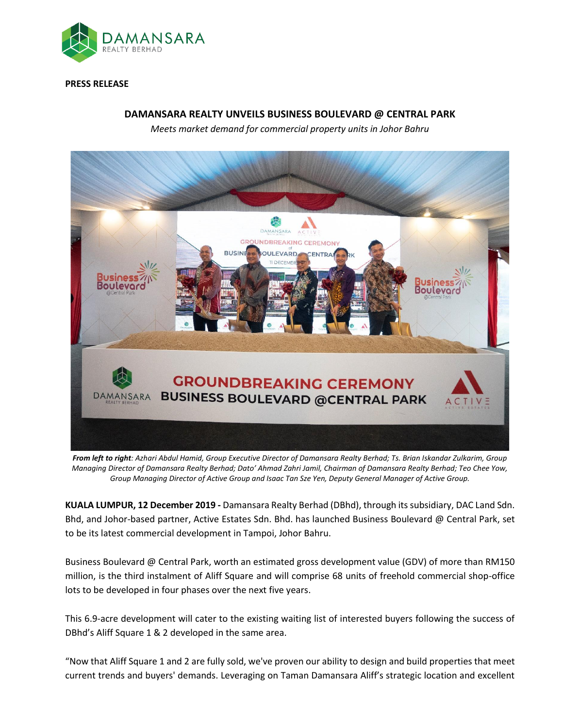**PRESS RELEASE**

# DAMANSARA REALTY UNVEILS BUSINESS BOULEVARD @ CENTRAL PARK

*Meets market demand for commercial property units in Johor Bahru*

***From left to right**: Azhari Abdul Hamid, Group Executive Director of Damansara Realty Berhad; Ts. Brian Iskandar Zulkarim, Group Managing Director of Damansara Realty Berhad; Dato' Ahmad Zahri Jamil, Chairman of Damansara Realty Berhad; Teo Chee Yow, Group Managing Director of Active Group and Isaac Tan Sze Yen, Deputy General Manager of Active Group.*

**KUALA LUMPUR, 12 December 2019 -** Damansara Realty Berhad (DBhd), through its subsidiary, DAC Land Sdn. Bhd, and Johor-based partner, Active Estates Sdn. Bhd. has launched Business Boulevard @ Central Park, set to be its latest commercial development in Tampoi, Johor Bahru.

Business Boulevard @ Central Park, worth an estimated gross development value (GDV) of more than RM150 million, is the third instalment of Aliff Square and will comprise 68 units of freehold commercial shop-office lots to be developed in four phases over the next five years.

This 6.9-acre development will cater to the existing waiting list of interested buyers following the success of DBhd's Aliff Square 1 & 2 developed in the same area.

"Now that Aliff Square 1 and 2 are fully sold, we've proven our ability to design and build properties that meet current trends and buyers' demands. Leveraging on Taman Damansara Aliff's strategic location and excellent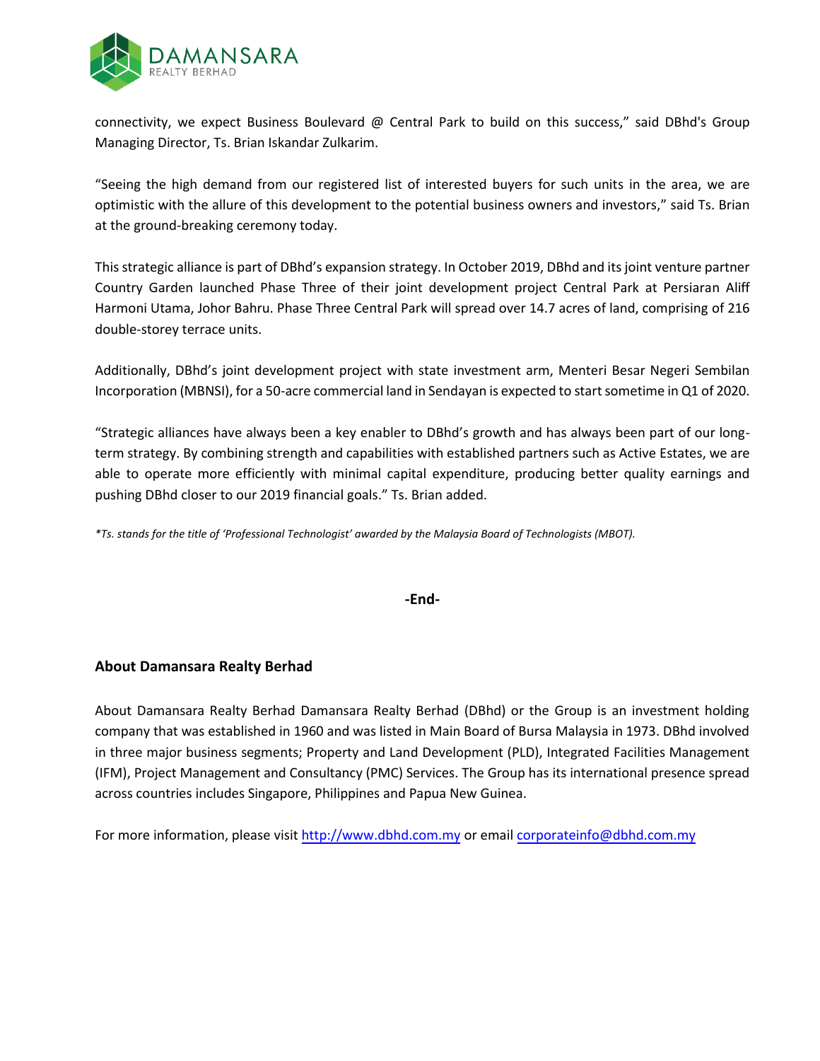connectivity, we expect Business Boulevard @ Central Park to build on this success," said DBhd's Group Managing Director, Ts. Brian Iskandar Zulkarim.

"Seeing the high demand from our registered list of interested buyers for such units in the area, we are optimistic with the allure of this development to the potential business owners and investors," said Ts. Brian at the ground-breaking ceremony today.

This strategic alliance is part of DBhd's expansion strategy. In October 2019, DBhd and its joint venture partner Country Garden launched Phase Three of their joint development project Central Park at Persiaran Aliff Harmoni Utama, Johor Bahru. Phase Three Central Park will spread over 14.7 acres of land, comprising of 216 double-storey terrace units.

Additionally, DBhd's joint development project with state investment arm, Menteri Besar Negeri Sembilan Incorporation (MBNSI), for a 50-acre commercial land in Sendayan is expected to start sometime in Q1 of 2020.

"Strategic alliances have always been a key enabler to DBhd's growth and has always been part of our long-term strategy. By combining strength and capabilities with established partners such as Active Estates, we are able to operate more efficiently with minimal capital expenditure, producing better quality earnings and pushing DBhd closer to our 2019 financial goals." Ts. Brian added.

*\*Ts. stands for the title of 'Professional Technologist' awarded by the Malaysia Board of Technologists (MBOT).*

**-End-**

### About Damansara Realty Berhad

About Damansara Realty Berhad Damansara Realty Berhad (DBhd) or the Group is an investment holding company that was established in 1960 and was listed in Main Board of Bursa Malaysia in 1973. DBhd involved in three major business segments; Property and Land Development (PLD), Integrated Facilities Management (IFM), Project Management and Consultancy (PMC) Services. The Group has its international presence spread across countries includes Singapore, Philippines and Papua New Guinea.

For more information, please visit http://www.dbhd.com.my or email corporateinfo@dbhd.com.my